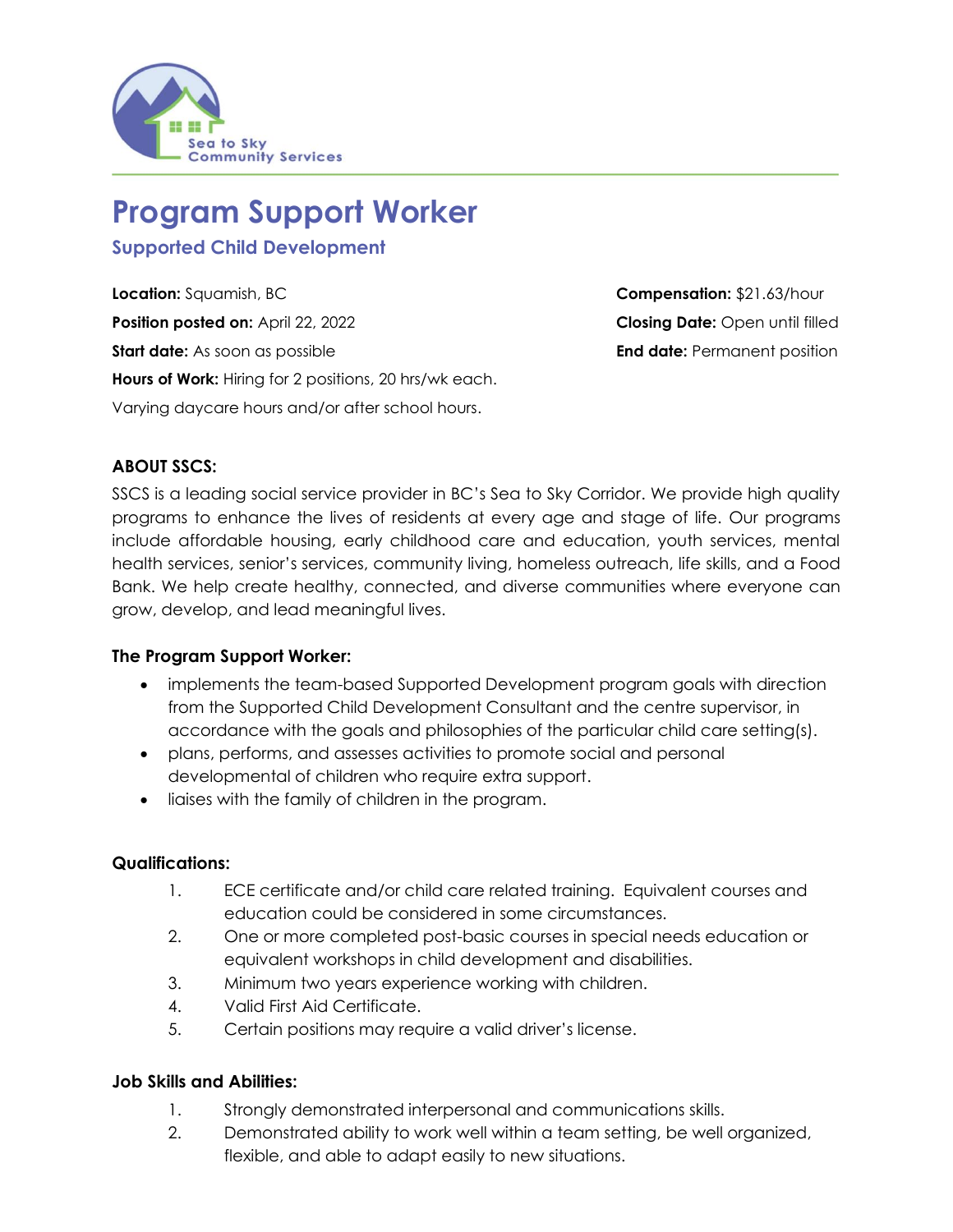Sea to Sky Community Services

# Program Support Worker

## Supported Child Development

**Location:** Squamish, BC

**Position posted on:** April 22, 2022

**Start date:** As soon as possible

**Hours of Work:** Hiring for 2 positions, 20 hrs/wk each.

Varying daycare hours and/or after school hours.

**Compensation:** $21.63/hour

**Closing Date:** Open until filled

**End date:** Permanent position

**ABOUT SSCS:**

SSCS is a leading social service provider in BC's Sea to Sky Corridor. We provide high quality programs to enhance the lives of residents at every age and stage of life. Our programs include affordable housing, early childhood care and education, youth services, mental health services, senior's services, community living, homeless outreach, life skills, and a Food Bank. We help create healthy, connected, and diverse communities where everyone can grow, develop, and lead meaningful lives.

**The Program Support Worker:**

- implements the team-based Supported Development program goals with direction from the Supported Child Development Consultant and the centre supervisor, in accordance with the goals and philosophies of the particular child care setting(s).
- plans, performs, and assesses activities to promote social and personal developmental of children who require extra support.
- liaises with the family of children in the program.

**Qualifications:**

1. ECE certificate and/or child care related training. Equivalent courses and education could be considered in some circumstances.
2. One or more completed post-basic courses in special needs education or equivalent workshops in child development and disabilities.
3. Minimum two years experience working with children.
4. Valid First Aid Certificate.
5. Certain positions may require a valid driver's license.

**Job Skills and Abilities:**

1. Strongly demonstrated interpersonal and communications skills.
2. Demonstrated ability to work well within a team setting, be well organized, flexible, and able to adapt easily to new situations.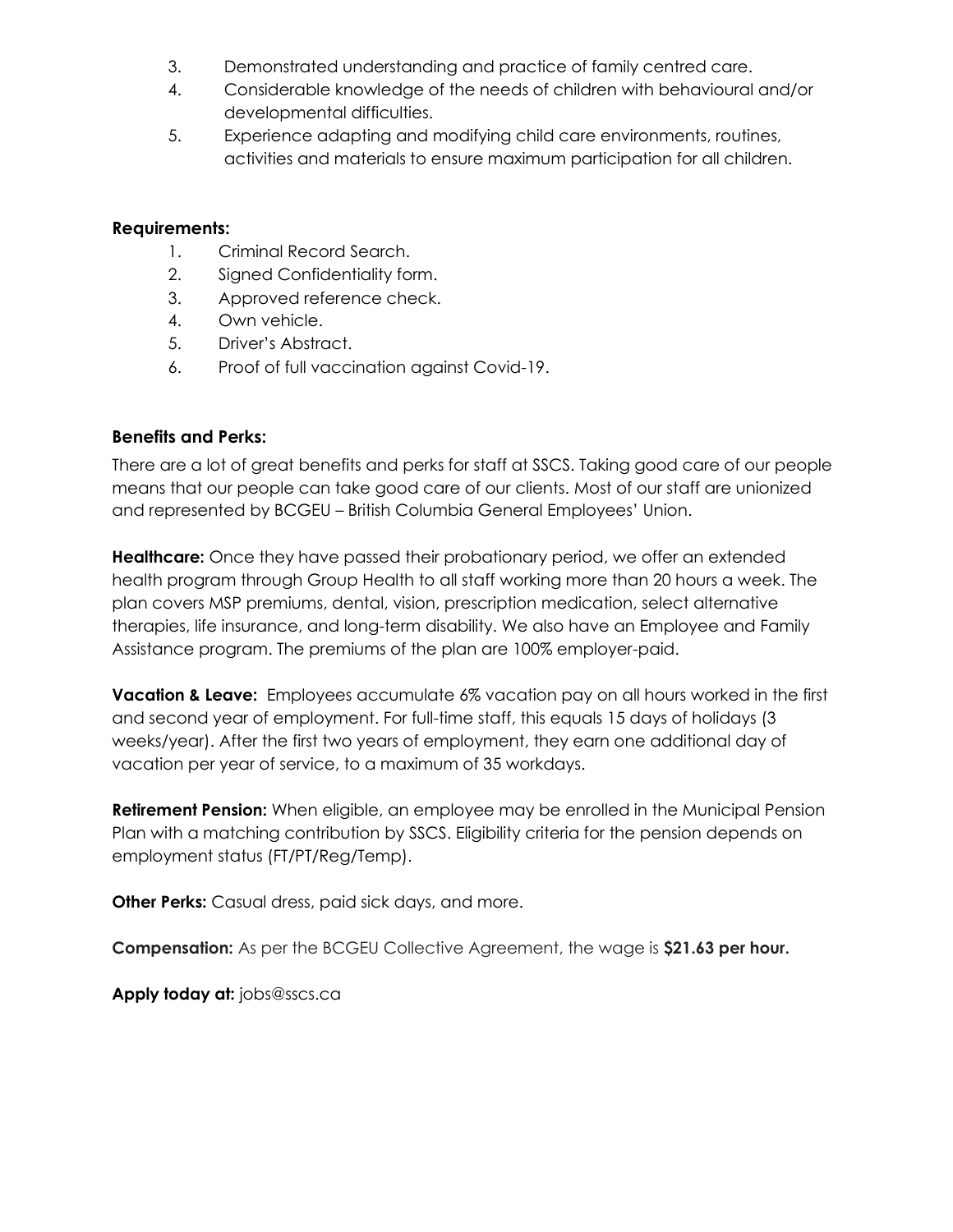3. Demonstrated understanding and practice of family centred care.
4. Considerable knowledge of the needs of children with behavioural and/or developmental difficulties.
5. Experience adapting and modifying child care environments, routines, activities and materials to ensure maximum participation for all children.

**Requirements:**

1. Criminal Record Search.
2. Signed Confidentiality form.
3. Approved reference check.
4. Own vehicle.
5. Driver's Abstract.
6. Proof of full vaccination against Covid-19.

**Benefits and Perks:**

There are a lot of great benefits and perks for staff at SSCS. Taking good care of our people means that our people can take good care of our clients. Most of our staff are unionized and represented by BCGEU – British Columbia General Employees' Union.

**Healthcare:** Once they have passed their probationary period, we offer an extended health program through Group Health to all staff working more than 20 hours a week. The plan covers MSP premiums, dental, vision, prescription medication, select alternative therapies, life insurance, and long-term disability. We also have an Employee and Family Assistance program. The premiums of the plan are 100% employer-paid.

**Vacation & Leave:** Employees accumulate 6% vacation pay on all hours worked in the first and second year of employment. For full-time staff, this equals 15 days of holidays (3 weeks/year). After the first two years of employment, they earn one additional day of vacation per year of service, to a maximum of 35 workdays.

**Retirement Pension:** When eligible, an employee may be enrolled in the Municipal Pension Plan with a matching contribution by SSCS. Eligibility criteria for the pension depends on employment status (FT/PT/Reg/Temp).

**Other Perks:** Casual dress, paid sick days, and more.

**Compensation:** As per the BCGEU Collective Agreement, the wage is **$21.63 per hour.**

**Apply today at:** jobs@sscs.ca